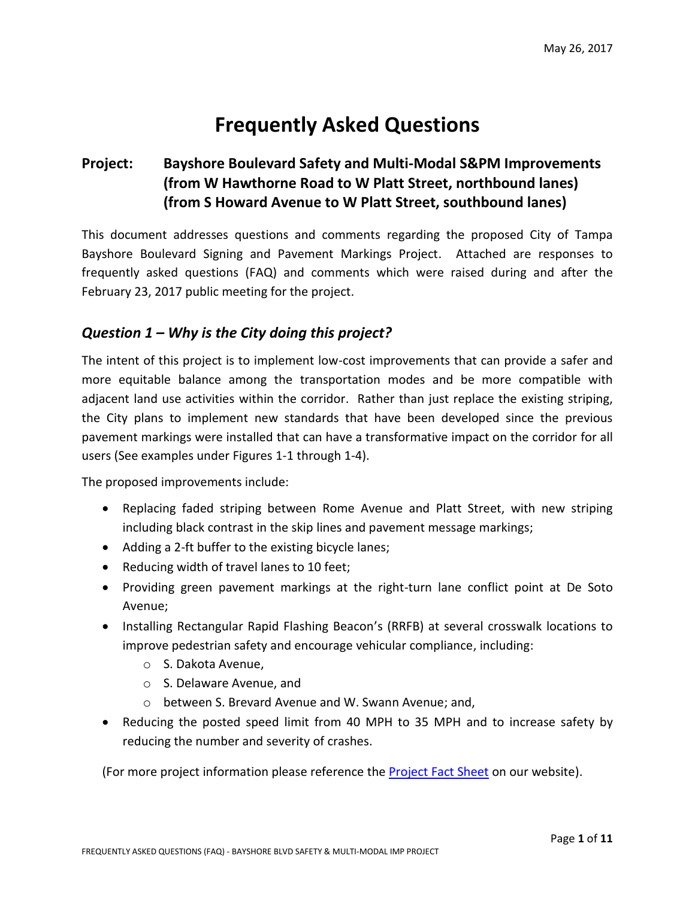May 26, 2017

# Frequently Asked Questions

## Project: Bayshore Boulevard Safety and Multi-Modal S&PM Improvements (from W Hawthorne Road to W Platt Street, northbound lanes) (from S Howard Avenue to W Platt Street, southbound lanes)

This document addresses questions and comments regarding the proposed City of Tampa Bayshore Boulevard Signing and Pavement Markings Project. Attached are responses to frequently asked questions (FAQ) and comments which were raised during and after the February 23, 2017 public meeting for the project.

### *Question 1 – Why is the City doing this project?*

The intent of this project is to implement low-cost improvements that can provide a safer and more equitable balance among the transportation modes and be more compatible with adjacent land use activities within the corridor. Rather than just replace the existing striping, the City plans to implement new standards that have been developed since the previous pavement markings were installed that can have a transformative impact on the corridor for all users (See examples under Figures 1-1 through 1-4).

The proposed improvements include:

- Replacing faded striping between Rome Avenue and Platt Street, with new striping including black contrast in the skip lines and pavement message markings;
- Adding a 2-ft buffer to the existing bicycle lanes;
- Reducing width of travel lanes to 10 feet;
- Providing green pavement markings at the right-turn lane conflict point at De Soto Avenue;
- Installing Rectangular Rapid Flashing Beacon's (RRFB) at several crosswalk locations to improve pedestrian safety and encourage vehicular compliance, including:
  - S. Dakota Avenue,
  - S. Delaware Avenue, and
  - between S. Brevard Avenue and W. Swann Avenue; and,
- Reducing the posted speed limit from 40 MPH to 35 MPH and to increase safety by reducing the number and severity of crashes.

(For more project information please reference the Project Fact Sheet on our website).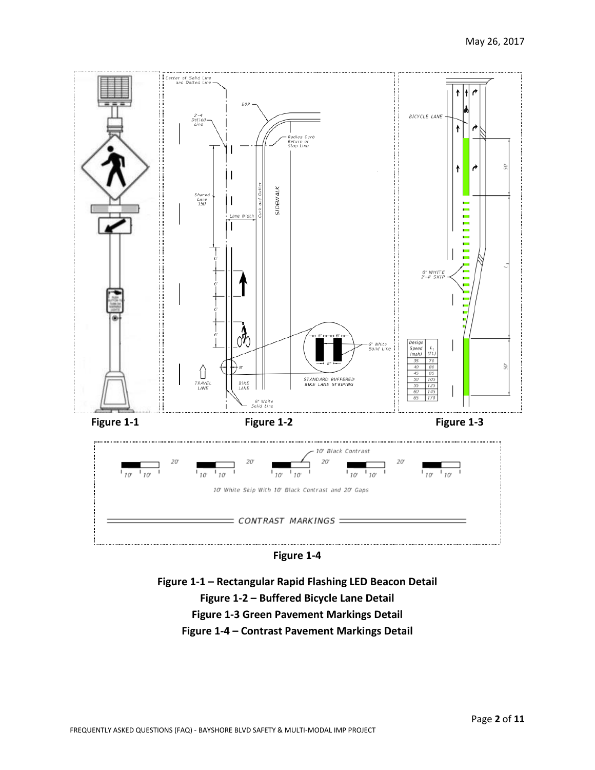Figure 1-1

Figure 1-2

Figure 1-3

Figure 1-4

**Figure 1-1 – Rectangular Rapid Flashing LED Beacon Detail**

**Figure 1-2 – Buffered Bicycle Lane Detail**

**Figure 1-3 Green Pavement Markings Detail**

**Figure 1-4 – Contrast Pavement Markings Detail**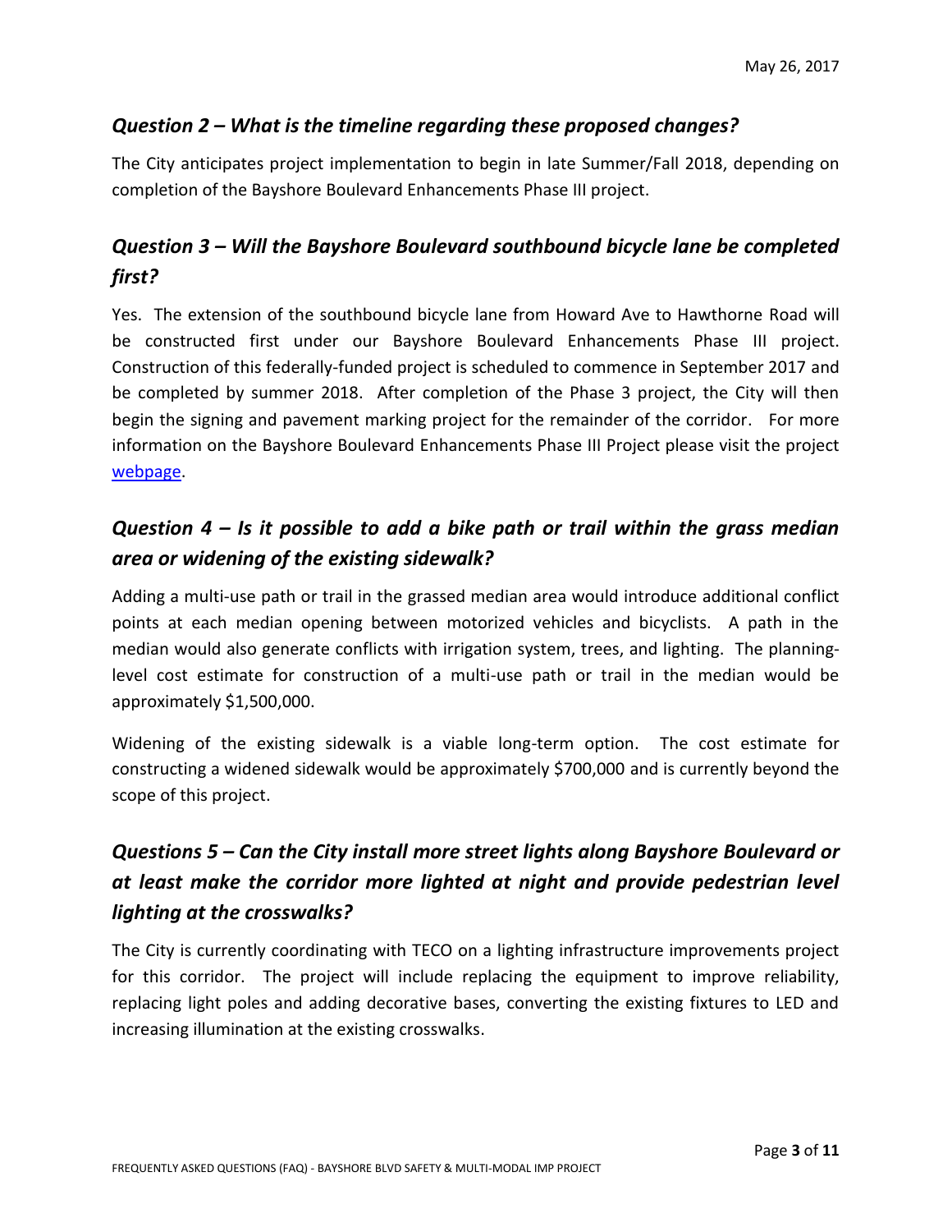### *Question 2 – What is the timeline regarding these proposed changes?*

The City anticipates project implementation to begin in late Summer/Fall 2018, depending on completion of the Bayshore Boulevard Enhancements Phase III project.

### *Question 3 – Will the Bayshore Boulevard southbound bicycle lane be completed first?*

Yes. The extension of the southbound bicycle lane from Howard Ave to Hawthorne Road will be constructed first under our Bayshore Boulevard Enhancements Phase III project. Construction of this federally-funded project is scheduled to commence in September 2017 and be completed by summer 2018. After completion of the Phase 3 project, the City will then begin the signing and pavement marking project for the remainder of the corridor. For more information on the Bayshore Boulevard Enhancements Phase III Project please visit the project webpage.

### *Question 4 – Is it possible to add a bike path or trail within the grass median area or widening of the existing sidewalk?*

Adding a multi-use path or trail in the grassed median area would introduce additional conflict points at each median opening between motorized vehicles and bicyclists. A path in the median would also generate conflicts with irrigation system, trees, and lighting. The planning-level cost estimate for construction of a multi-use path or trail in the median would be approximately $1,500,000.

Widening of the existing sidewalk is a viable long-term option. The cost estimate for constructing a widened sidewalk would be approximately $700,000 and is currently beyond the scope of this project.

### *Questions 5 – Can the City install more street lights along Bayshore Boulevard or at least make the corridor more lighted at night and provide pedestrian level lighting at the crosswalks?*

The City is currently coordinating with TECO on a lighting infrastructure improvements project for this corridor. The project will include replacing the equipment to improve reliability, replacing light poles and adding decorative bases, converting the existing fixtures to LED and increasing illumination at the existing crosswalks.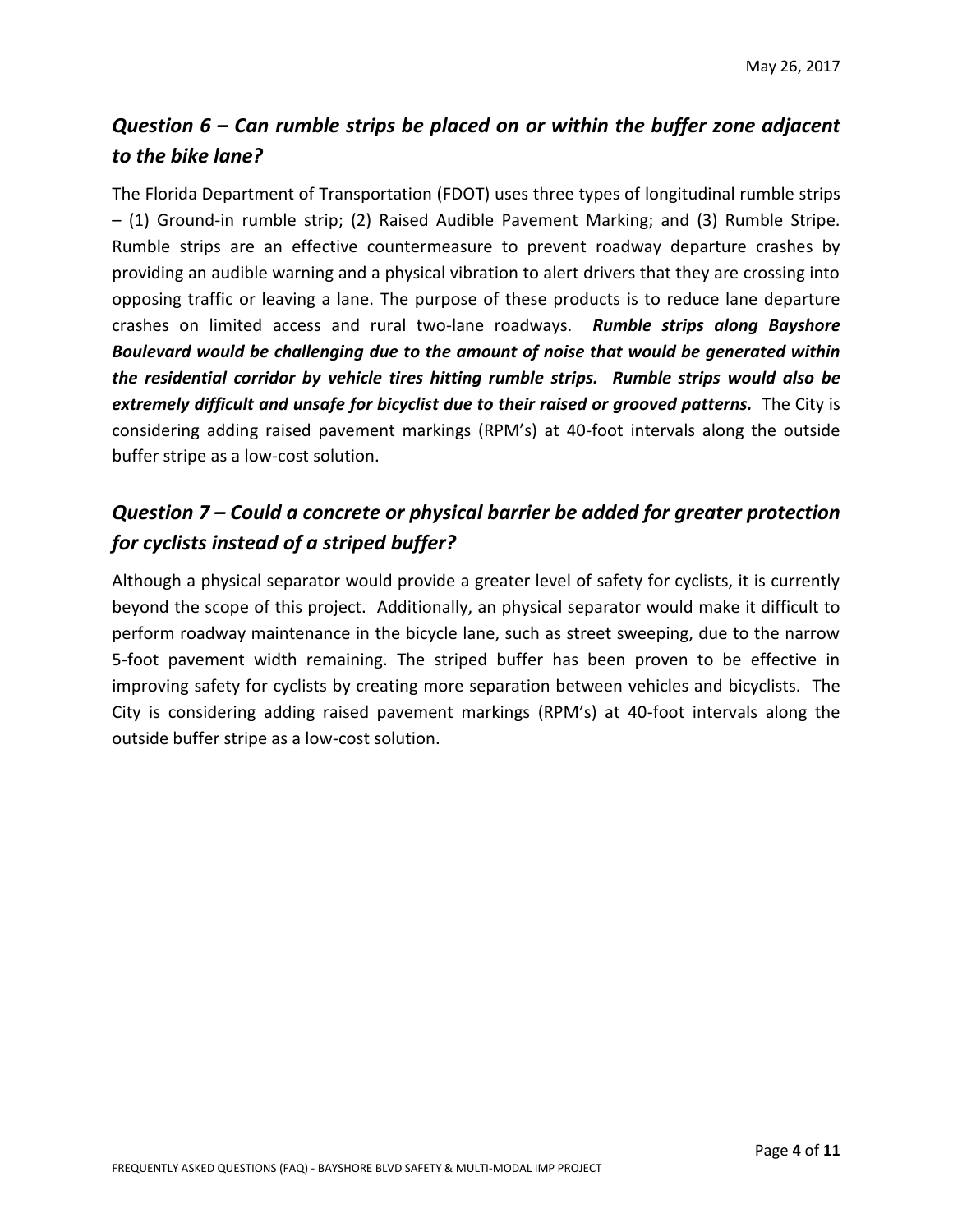## *Question 6 – Can rumble strips be placed on or within the buffer zone adjacent to the bike lane?*

The Florida Department of Transportation (FDOT) uses three types of longitudinal rumble strips – (1) Ground-in rumble strip; (2) Raised Audible Pavement Marking; and (3) Rumble Stripe. Rumble strips are an effective countermeasure to prevent roadway departure crashes by providing an audible warning and a physical vibration to alert drivers that they are crossing into opposing traffic or leaving a lane. The purpose of these products is to reduce lane departure crashes on limited access and rural two-lane roadways. ***Rumble strips along Bayshore Boulevard would be challenging due to the amount of noise that would be generated within the residential corridor by vehicle tires hitting rumble strips. Rumble strips would also be extremely difficult and unsafe for bicyclist due to their raised or grooved patterns.*** The City is considering adding raised pavement markings (RPM's) at 40-foot intervals along the outside buffer stripe as a low-cost solution.

## *Question 7 – Could a concrete or physical barrier be added for greater protection for cyclists instead of a striped buffer?*

Although a physical separator would provide a greater level of safety for cyclists, it is currently beyond the scope of this project. Additionally, an physical separator would make it difficult to perform roadway maintenance in the bicycle lane, such as street sweeping, due to the narrow 5-foot pavement width remaining. The striped buffer has been proven to be effective in improving safety for cyclists by creating more separation between vehicles and bicyclists. The City is considering adding raised pavement markings (RPM's) at 40-foot intervals along the outside buffer stripe as a low-cost solution.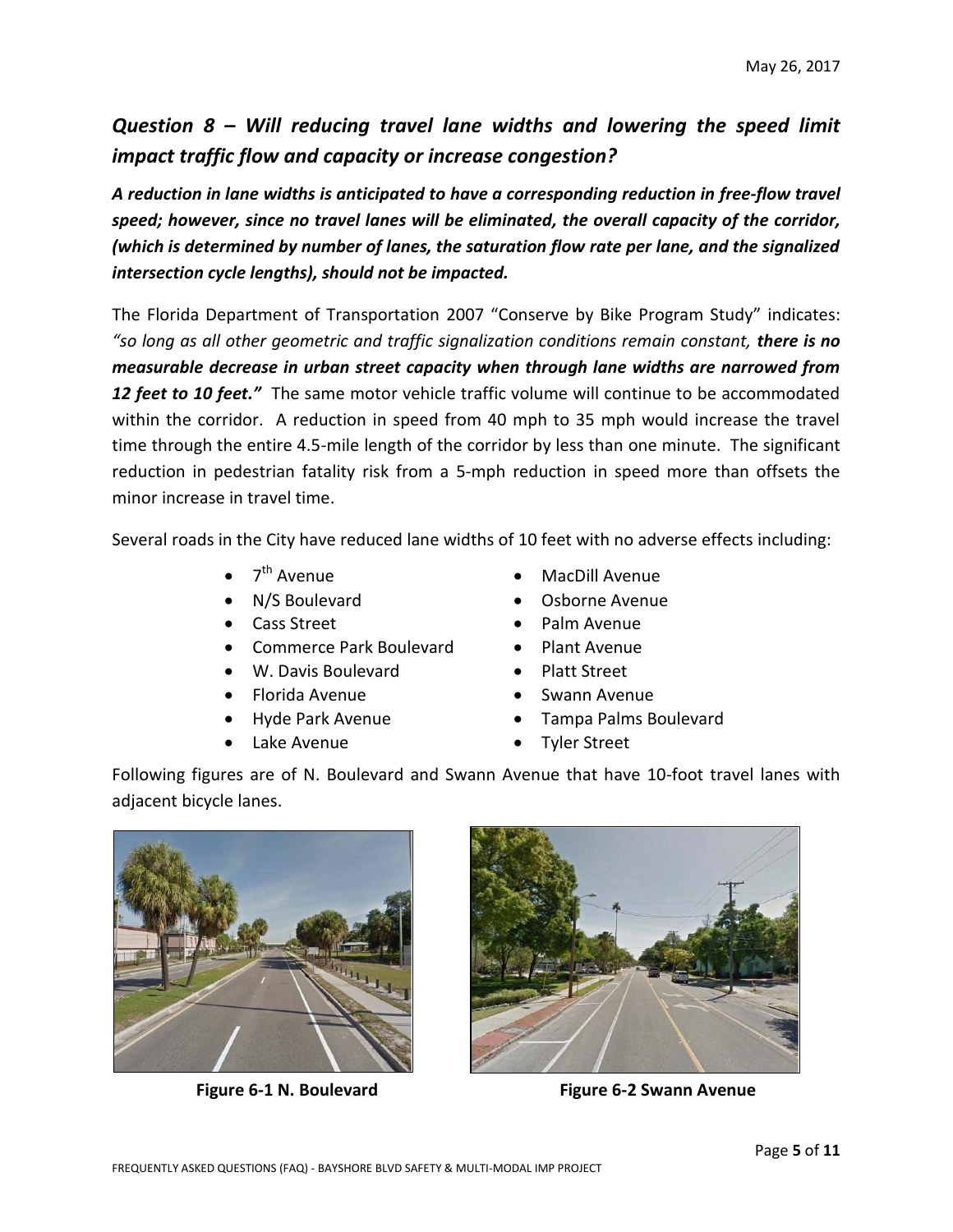## *Question 8 – Will reducing travel lane widths and lowering the speed limit impact traffic flow and capacity or increase congestion?*

***A reduction in lane widths is anticipated to have a corresponding reduction in free-flow travel speed; however, since no travel lanes will be eliminated, the overall capacity of the corridor, (which is determined by number of lanes, the saturation flow rate per lane, and the signalized intersection cycle lengths), should not be impacted.***

The Florida Department of Transportation 2007 "Conserve by Bike Program Study" indicates: *"so long as all other geometric and traffic signalization conditions remain constant, **there is no measurable decrease in urban street capacity when through lane widths are narrowed from 12 feet to 10 feet."*** The same motor vehicle traffic volume will continue to be accommodated within the corridor. A reduction in speed from 40 mph to 35 mph would increase the travel time through the entire 4.5-mile length of the corridor by less than one minute. The significant reduction in pedestrian fatality risk from a 5-mph reduction in speed more than offsets the minor increase in travel time.

Several roads in the City have reduced lane widths of 10 feet with no adverse effects including:

- 7th Avenue
- N/S Boulevard
- Cass Street
- Commerce Park Boulevard
- W. Davis Boulevard
- Florida Avenue
- Hyde Park Avenue
- Lake Avenue
- MacDill Avenue
- Osborne Avenue
- Palm Avenue
- Plant Avenue
- Platt Street
- Swann Avenue
- Tampa Palms Boulevard
- Tyler Street

Following figures are of N. Boulevard and Swann Avenue that have 10-foot travel lanes with adjacent bicycle lanes.

**Figure 6-1 N. Boulevard**

**Figure 6-2 Swann Avenue**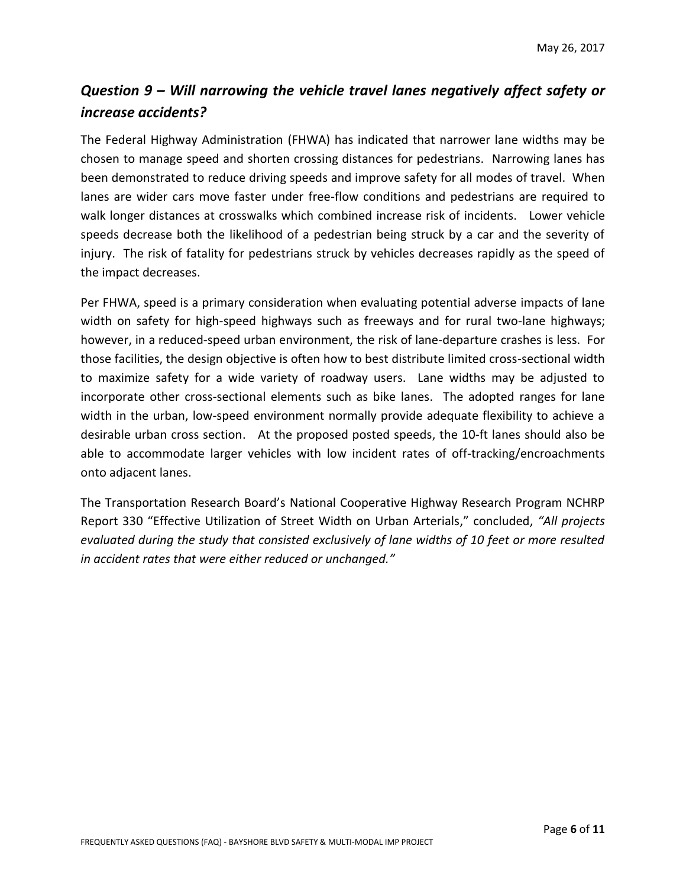## *Question 9 – Will narrowing the vehicle travel lanes negatively affect safety or increase accidents?*

The Federal Highway Administration (FHWA) has indicated that narrower lane widths may be chosen to manage speed and shorten crossing distances for pedestrians. Narrowing lanes has been demonstrated to reduce driving speeds and improve safety for all modes of travel. When lanes are wider cars move faster under free-flow conditions and pedestrians are required to walk longer distances at crosswalks which combined increase risk of incidents. Lower vehicle speeds decrease both the likelihood of a pedestrian being struck by a car and the severity of injury. The risk of fatality for pedestrians struck by vehicles decreases rapidly as the speed of the impact decreases.

Per FHWA, speed is a primary consideration when evaluating potential adverse impacts of lane width on safety for high-speed highways such as freeways and for rural two-lane highways; however, in a reduced-speed urban environment, the risk of lane-departure crashes is less. For those facilities, the design objective is often how to best distribute limited cross-sectional width to maximize safety for a wide variety of roadway users. Lane widths may be adjusted to incorporate other cross-sectional elements such as bike lanes. The adopted ranges for lane width in the urban, low-speed environment normally provide adequate flexibility to achieve a desirable urban cross section. At the proposed posted speeds, the 10-ft lanes should also be able to accommodate larger vehicles with low incident rates of off-tracking/encroachments onto adjacent lanes.

The Transportation Research Board's National Cooperative Highway Research Program NCHRP Report 330 "Effective Utilization of Street Width on Urban Arterials," concluded, *"All projects evaluated during the study that consisted exclusively of lane widths of 10 feet or more resulted in accident rates that were either reduced or unchanged."*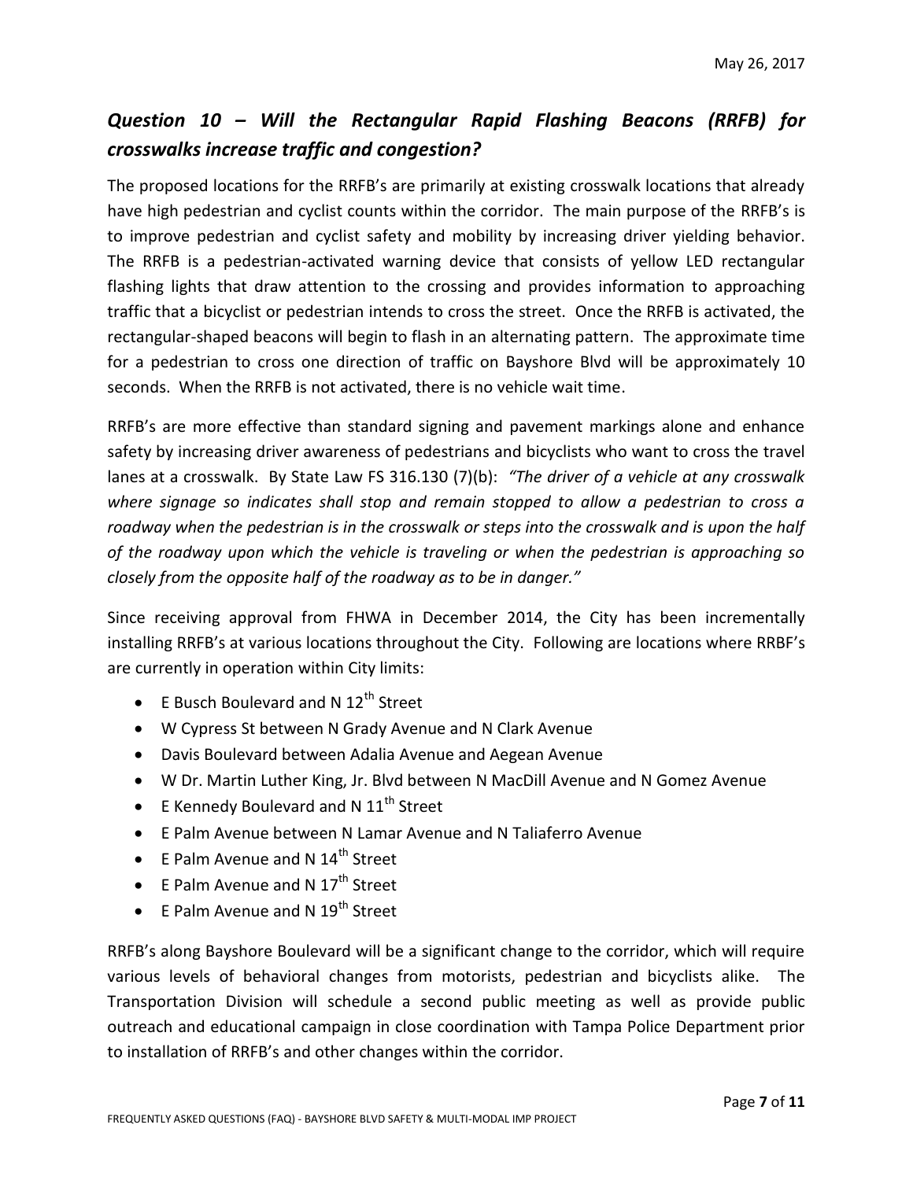## *Question 10 – Will the Rectangular Rapid Flashing Beacons (RRFB) for crosswalks increase traffic and congestion?*

The proposed locations for the RRFB's are primarily at existing crosswalk locations that already have high pedestrian and cyclist counts within the corridor. The main purpose of the RRFB's is to improve pedestrian and cyclist safety and mobility by increasing driver yielding behavior. The RRFB is a pedestrian-activated warning device that consists of yellow LED rectangular flashing lights that draw attention to the crossing and provides information to approaching traffic that a bicyclist or pedestrian intends to cross the street. Once the RRFB is activated, the rectangular-shaped beacons will begin to flash in an alternating pattern. The approximate time for a pedestrian to cross one direction of traffic on Bayshore Blvd will be approximately 10 seconds. When the RRFB is not activated, there is no vehicle wait time.

RRFB's are more effective than standard signing and pavement markings alone and enhance safety by increasing driver awareness of pedestrians and bicyclists who want to cross the travel lanes at a crosswalk. By State Law FS 316.130 (7)(b): *"The driver of a vehicle at any crosswalk where signage so indicates shall stop and remain stopped to allow a pedestrian to cross a roadway when the pedestrian is in the crosswalk or steps into the crosswalk and is upon the half of the roadway upon which the vehicle is traveling or when the pedestrian is approaching so closely from the opposite half of the roadway as to be in danger."*

Since receiving approval from FHWA in December 2014, the City has been incrementally installing RRFB's at various locations throughout the City. Following are locations where RRBF's are currently in operation within City limits:

- E Busch Boulevard and N 12th Street
- W Cypress St between N Grady Avenue and N Clark Avenue
- Davis Boulevard between Adalia Avenue and Aegean Avenue
- W Dr. Martin Luther King, Jr. Blvd between N MacDill Avenue and N Gomez Avenue
- E Kennedy Boulevard and N 11th Street
- E Palm Avenue between N Lamar Avenue and N Taliaferro Avenue
- E Palm Avenue and N 14th Street
- E Palm Avenue and N 17th Street
- E Palm Avenue and N 19th Street

RRFB's along Bayshore Boulevard will be a significant change to the corridor, which will require various levels of behavioral changes from motorists, pedestrian and bicyclists alike. The Transportation Division will schedule a second public meeting as well as provide public outreach and educational campaign in close coordination with Tampa Police Department prior to installation of RRFB's and other changes within the corridor.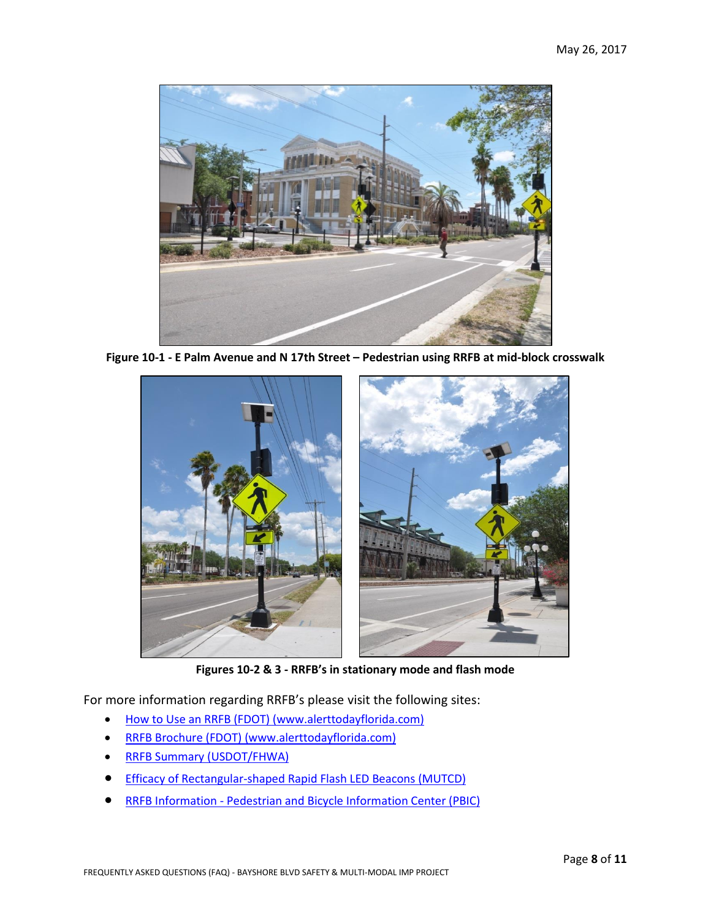Figure 10-1 - E Palm Avenue and N 17th Street – Pedestrian using RRFB at mid-block crosswalk

Figures 10-2 & 3 - RRFB's in stationary mode and flash mode

For more information regarding RRFB's please visit the following sites:

- How to Use an RRFB (FDOT) (www.alerttodayflorida.com)
- RRFB Brochure (FDOT) (www.alerttodayflorida.com)
- RRFB Summary (USDOT/FHWA)
- Efficacy of Rectangular-shaped Rapid Flash LED Beacons (MUTCD)
- RRFB Information - Pedestrian and Bicycle Information Center (PBIC)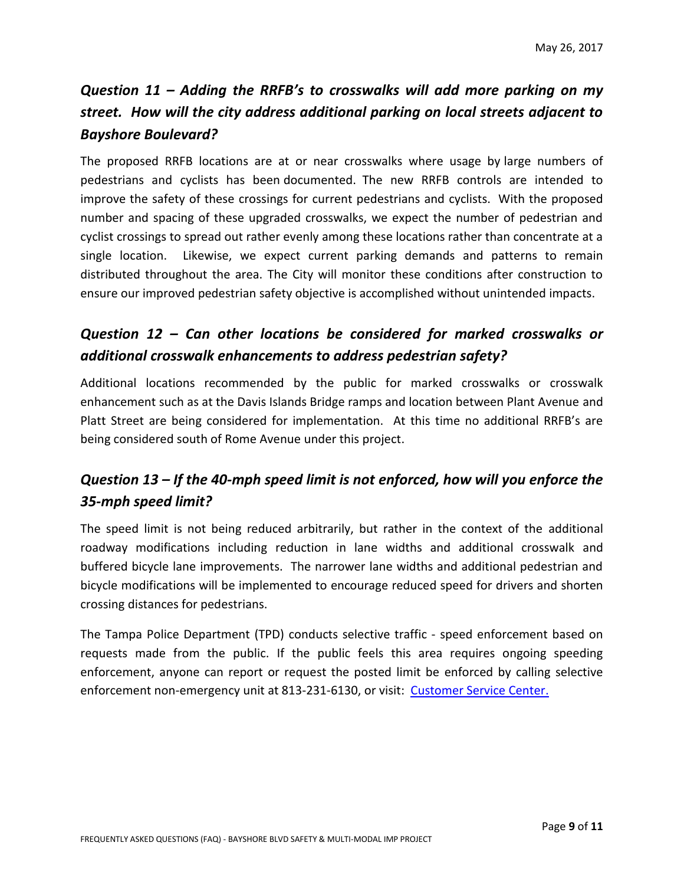## *Question 11 – Adding the RRFB's to crosswalks will add more parking on my street. How will the city address additional parking on local streets adjacent to Bayshore Boulevard?*

The proposed RRFB locations are at or near crosswalks where usage by large numbers of pedestrians and cyclists has been documented. The new RRFB controls are intended to improve the safety of these crossings for current pedestrians and cyclists. With the proposed number and spacing of these upgraded crosswalks, we expect the number of pedestrian and cyclist crossings to spread out rather evenly among these locations rather than concentrate at a single location. Likewise, we expect current parking demands and patterns to remain distributed throughout the area. The City will monitor these conditions after construction to ensure our improved pedestrian safety objective is accomplished without unintended impacts.

## *Question 12 – Can other locations be considered for marked crosswalks or additional crosswalk enhancements to address pedestrian safety?*

Additional locations recommended by the public for marked crosswalks or crosswalk enhancement such as at the Davis Islands Bridge ramps and location between Plant Avenue and Platt Street are being considered for implementation. At this time no additional RRFB's are being considered south of Rome Avenue under this project.

## *Question 13 – If the 40-mph speed limit is not enforced, how will you enforce the 35-mph speed limit?*

The speed limit is not being reduced arbitrarily, but rather in the context of the additional roadway modifications including reduction in lane widths and additional crosswalk and buffered bicycle lane improvements. The narrower lane widths and additional pedestrian and bicycle modifications will be implemented to encourage reduced speed for drivers and shorten crossing distances for pedestrians.

The Tampa Police Department (TPD) conducts selective traffic - speed enforcement based on requests made from the public. If the public feels this area requires ongoing speeding enforcement, anyone can report or request the posted limit be enforced by calling selective enforcement non-emergency unit at 813-231-6130, or visit: Customer Service Center.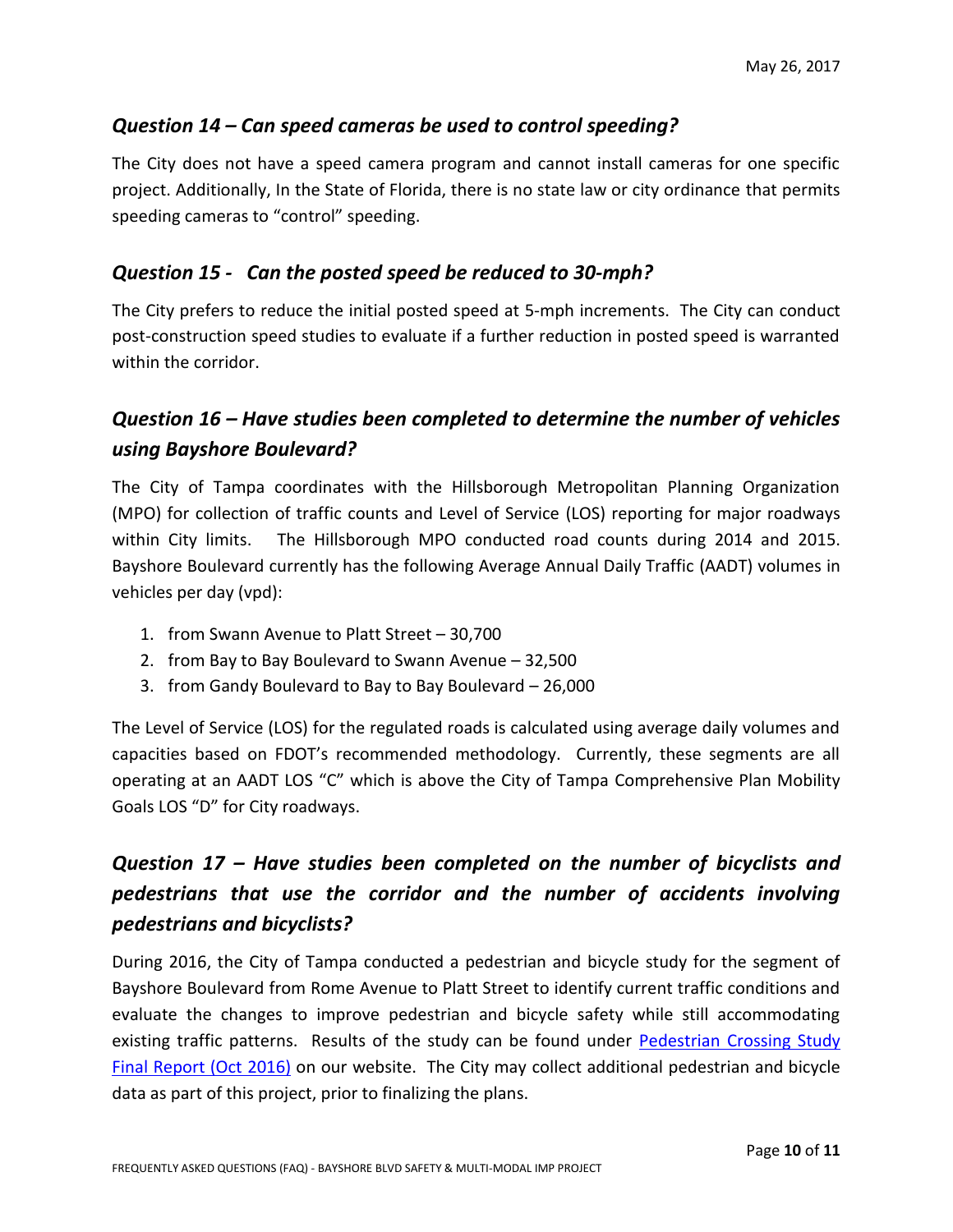### *Question 14 – Can speed cameras be used to control speeding?*

The City does not have a speed camera program and cannot install cameras for one specific project. Additionally, In the State of Florida, there is no state law or city ordinance that permits speeding cameras to "control" speeding.

### *Question 15 - Can the posted speed be reduced to 30-mph?*

The City prefers to reduce the initial posted speed at 5-mph increments. The City can conduct post-construction speed studies to evaluate if a further reduction in posted speed is warranted within the corridor.

### *Question 16 – Have studies been completed to determine the number of vehicles using Bayshore Boulevard?*

The City of Tampa coordinates with the Hillsborough Metropolitan Planning Organization (MPO) for collection of traffic counts and Level of Service (LOS) reporting for major roadways within City limits. The Hillsborough MPO conducted road counts during 2014 and 2015. Bayshore Boulevard currently has the following Average Annual Daily Traffic (AADT) volumes in vehicles per day (vpd):

1. from Swann Avenue to Platt Street – 30,700
2. from Bay to Bay Boulevard to Swann Avenue – 32,500
3. from Gandy Boulevard to Bay to Bay Boulevard – 26,000

The Level of Service (LOS) for the regulated roads is calculated using average daily volumes and capacities based on FDOT's recommended methodology. Currently, these segments are all operating at an AADT LOS "C" which is above the City of Tampa Comprehensive Plan Mobility Goals LOS "D" for City roadways.

### *Question 17 – Have studies been completed on the number of bicyclists and pedestrians that use the corridor and the number of accidents involving pedestrians and bicyclists?*

During 2016, the City of Tampa conducted a pedestrian and bicycle study for the segment of Bayshore Boulevard from Rome Avenue to Platt Street to identify current traffic conditions and evaluate the changes to improve pedestrian and bicycle safety while still accommodating existing traffic patterns. Results of the study can be found under Pedestrian Crossing Study Final Report (Oct 2016) on our website. The City may collect additional pedestrian and bicycle data as part of this project, prior to finalizing the plans.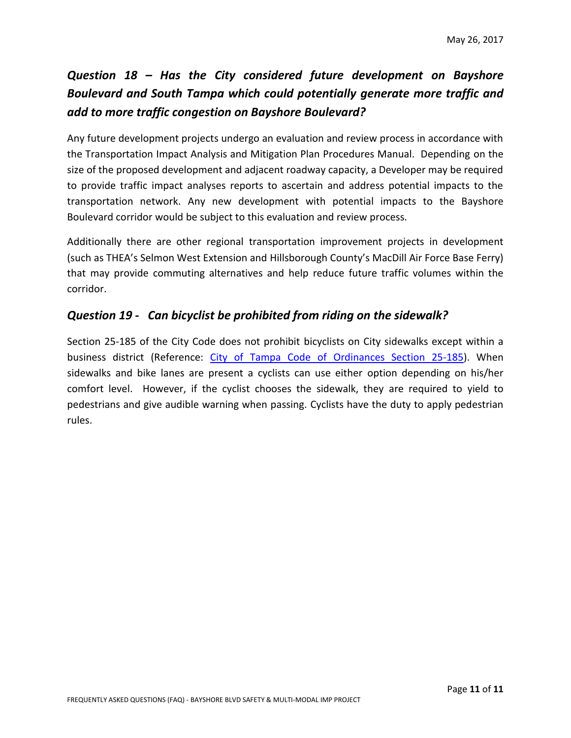## *Question 18 – Has the City considered future development on Bayshore Boulevard and South Tampa which could potentially generate more traffic and add to more traffic congestion on Bayshore Boulevard?*

Any future development projects undergo an evaluation and review process in accordance with the Transportation Impact Analysis and Mitigation Plan Procedures Manual. Depending on the size of the proposed development and adjacent roadway capacity, a Developer may be required to provide traffic impact analyses reports to ascertain and address potential impacts to the transportation network. Any new development with potential impacts to the Bayshore Boulevard corridor would be subject to this evaluation and review process.

Additionally there are other regional transportation improvement projects in development (such as THEA's Selmon West Extension and Hillsborough County's MacDill Air Force Base Ferry) that may provide commuting alternatives and help reduce future traffic volumes within the corridor.

## *Question 19 - Can bicyclist be prohibited from riding on the sidewalk?*

Section 25-185 of the City Code does not prohibit bicyclists on City sidewalks except within a business district (Reference: City of Tampa Code of Ordinances Section 25-185). When sidewalks and bike lanes are present a cyclists can use either option depending on his/her comfort level. However, if the cyclist chooses the sidewalk, they are required to yield to pedestrians and give audible warning when passing. Cyclists have the duty to apply pedestrian rules.